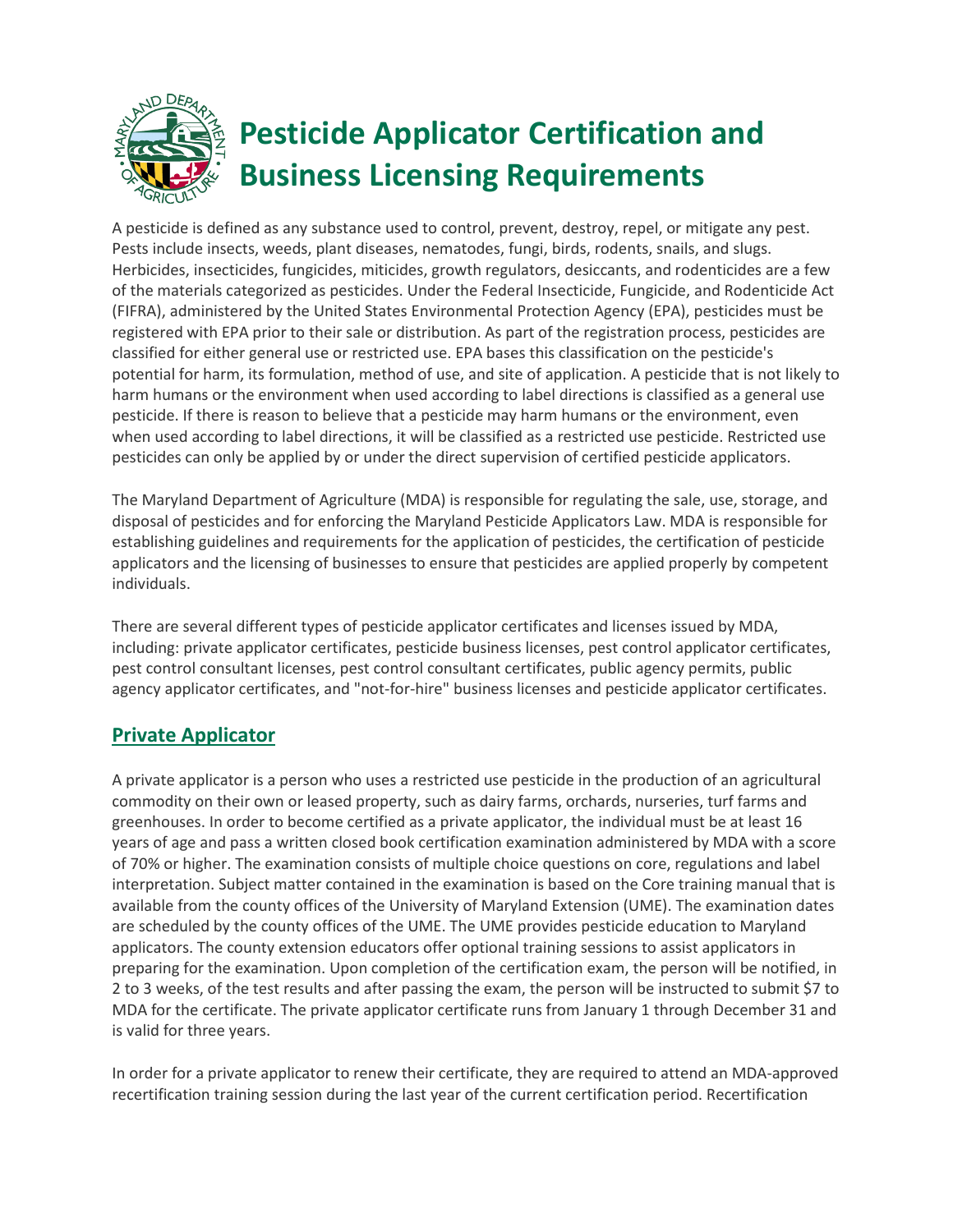# Pesticide Applicator Certification and Business Licensing Requirements

A pesticide is defined as any substance used to control, prevent, destroy, repel, or mitigate any pest. Pests include insects, weeds, plant diseases, nematodes, fungi, birds, rodents, snails, and slugs. Herbicides, insecticides, fungicides, miticides, growth regulators, desiccants, and rodenticides are a few of the materials categorized as pesticides. Under the Federal Insecticide, Fungicide, and Rodenticide Act (FIFRA), administered by the United States Environmental Protection Agency (EPA), pesticides must be registered with EPA prior to their sale or distribution. As part of the registration process, pesticides are classified for either general use or restricted use. EPA bases this classification on the pesticide's potential for harm, its formulation, method of use, and site of application. A pesticide that is not likely to harm humans or the environment when used according to label directions is classified as a general use pesticide. If there is reason to believe that a pesticide may harm humans or the environment, even when used according to label directions, it will be classified as a restricted use pesticide. Restricted use pesticides can only be applied by or under the direct supervision of certified pesticide applicators.

The Maryland Department of Agriculture (MDA) is responsible for regulating the sale, use, storage, and disposal of pesticides and for enforcing the Maryland Pesticide Applicators Law. MDA is responsible for establishing guidelines and requirements for the application of pesticides, the certification of pesticide applicators and the licensing of businesses to ensure that pesticides are applied properly by competent individuals.

There are several different types of pesticide applicator certificates and licenses issued by MDA, including: private applicator certificates, pesticide business licenses, pest control applicator certificates, pest control consultant licenses, pest control consultant certificates, public agency permits, public agency applicator certificates, and "not-for-hire" business licenses and pesticide applicator certificates.

## Private Applicator

A private applicator is a person who uses a restricted use pesticide in the production of an agricultural commodity on their own or leased property, such as dairy farms, orchards, nurseries, turf farms and greenhouses. In order to become certified as a private applicator, the individual must be at least 16 years of age and pass a written closed book certification examination administered by MDA with a score of 70% or higher. The examination consists of multiple choice questions on core, regulations and label interpretation. Subject matter contained in the examination is based on the Core training manual that is available from the county offices of the University of Maryland Extension (UME). The examination dates are scheduled by the county offices of the UME. The UME provides pesticide education to Maryland applicators. The county extension educators offer optional training sessions to assist applicators in preparing for the examination. Upon completion of the certification exam, the person will be notified, in 2 to 3 weeks, of the test results and after passing the exam, the person will be instructed to submit $7 to MDA for the certificate. The private applicator certificate runs from January 1 through December 31 and is valid for three years.

In order for a private applicator to renew their certificate, they are required to attend an MDA-approved recertification training session during the last year of the current certification period. Recertification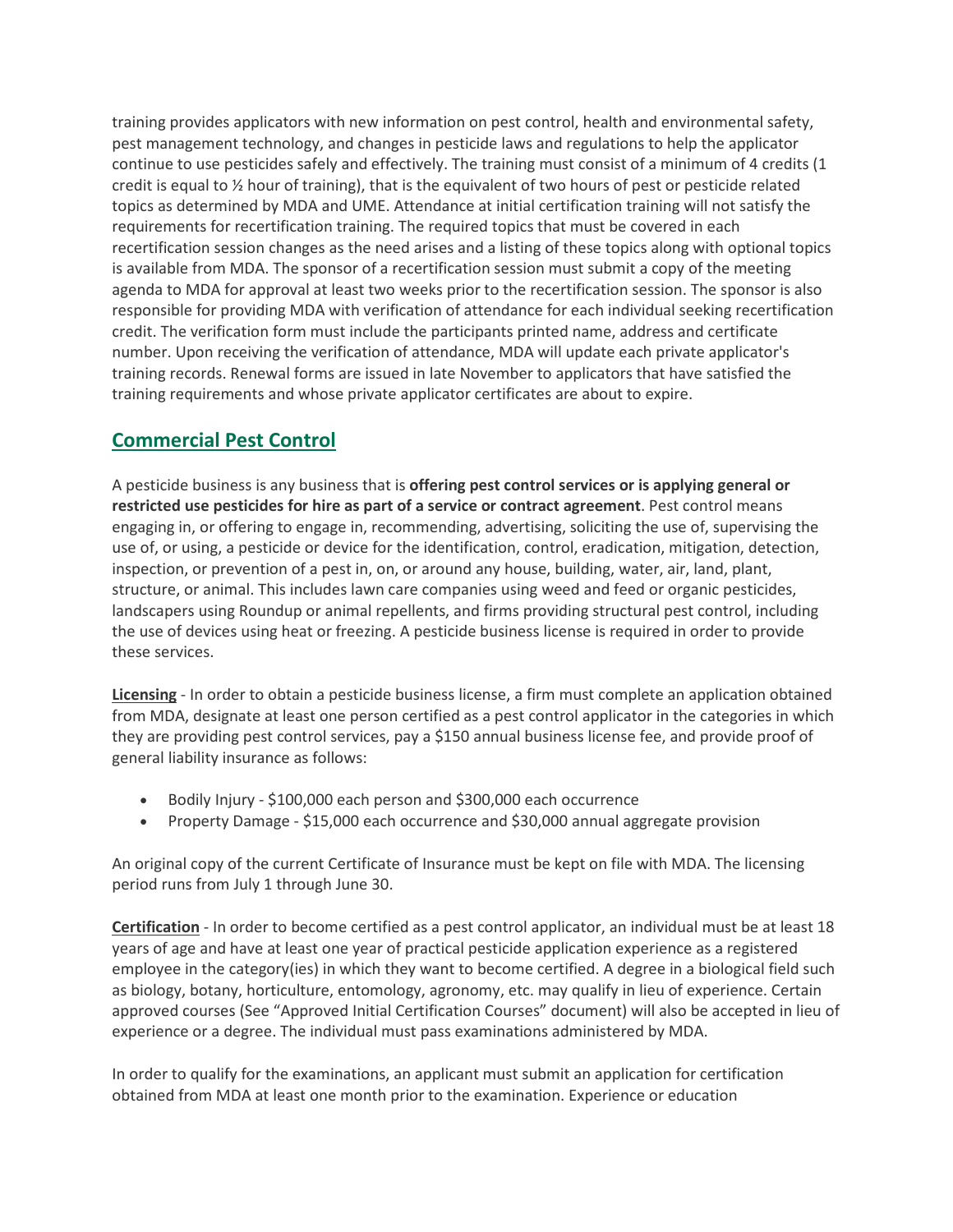training provides applicators with new information on pest control, health and environmental safety, pest management technology, and changes in pesticide laws and regulations to help the applicator continue to use pesticides safely and effectively. The training must consist of a minimum of 4 credits (1 credit is equal to ½ hour of training), that is the equivalent of two hours of pest or pesticide related topics as determined by MDA and UME. Attendance at initial certification training will not satisfy the requirements for recertification training. The required topics that must be covered in each recertification session changes as the need arises and a listing of these topics along with optional topics is available from MDA. The sponsor of a recertification session must submit a copy of the meeting agenda to MDA for approval at least two weeks prior to the recertification session. The sponsor is also responsible for providing MDA with verification of attendance for each individual seeking recertification credit. The verification form must include the participants printed name, address and certificate number. Upon receiving the verification of attendance, MDA will update each private applicator's training records. Renewal forms are issued in late November to applicators that have satisfied the training requirements and whose private applicator certificates are about to expire.

## Commercial Pest Control

A pesticide business is any business that is **offering pest control services or is applying general or restricted use pesticides for hire as part of a service or contract agreement**. Pest control means engaging in, or offering to engage in, recommending, advertising, soliciting the use of, supervising the use of, or using, a pesticide or device for the identification, control, eradication, mitigation, detection, inspection, or prevention of a pest in, on, or around any house, building, water, air, land, plant, structure, or animal. This includes lawn care companies using weed and feed or organic pesticides, landscapers using Roundup or animal repellents, and firms providing structural pest control, including the use of devices using heat or freezing. A pesticide business license is required in order to provide these services.

**Licensing** - In order to obtain a pesticide business license, a firm must complete an application obtained from MDA, designate at least one person certified as a pest control applicator in the categories in which they are providing pest control services, pay a $150 annual business license fee, and provide proof of general liability insurance as follows:

- Bodily Injury - $100,000 each person and $300,000 each occurrence
- Property Damage - $15,000 each occurrence and $30,000 annual aggregate provision

An original copy of the current Certificate of Insurance must be kept on file with MDA. The licensing period runs from July 1 through June 30.

**Certification** - In order to become certified as a pest control applicator, an individual must be at least 18 years of age and have at least one year of practical pesticide application experience as a registered employee in the category(ies) in which they want to become certified. A degree in a biological field such as biology, botany, horticulture, entomology, agronomy, etc. may qualify in lieu of experience. Certain approved courses (See "Approved Initial Certification Courses" document) will also be accepted in lieu of experience or a degree. The individual must pass examinations administered by MDA.

In order to qualify for the examinations, an applicant must submit an application for certification obtained from MDA at least one month prior to the examination. Experience or education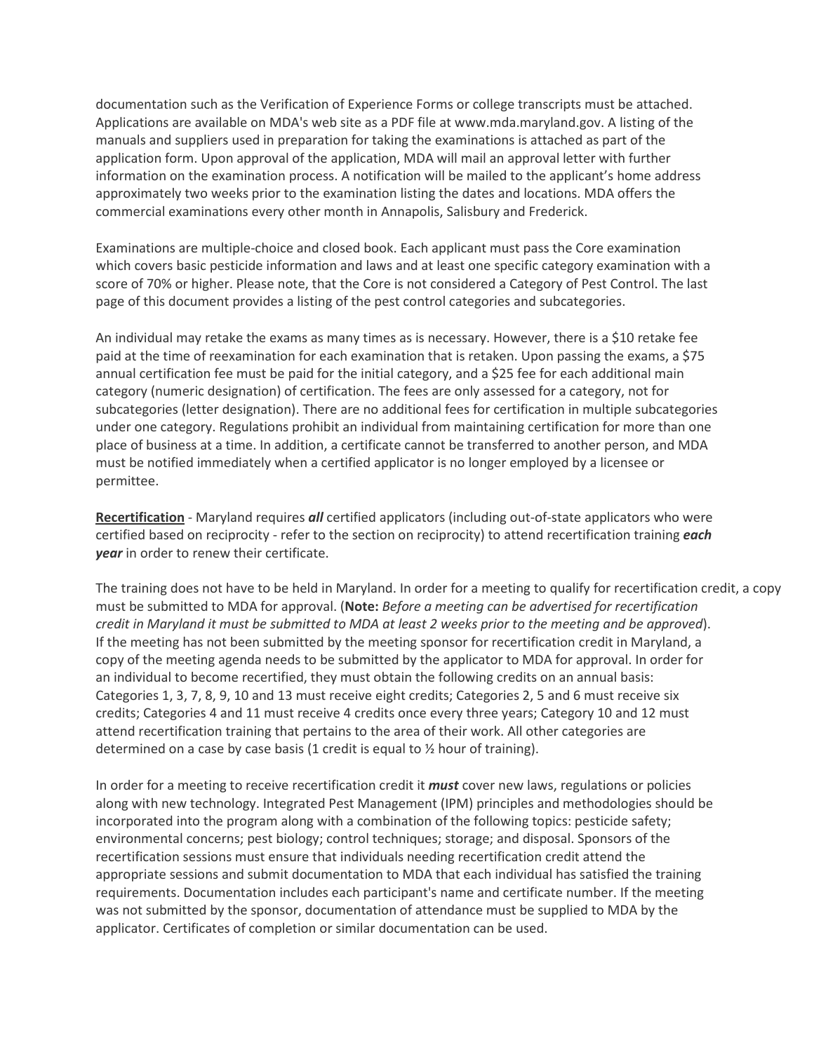documentation such as the Verification of Experience Forms or college transcripts must be attached. Applications are available on MDA's web site as a PDF file at www.mda.maryland.gov. A listing of the manuals and suppliers used in preparation for taking the examinations is attached as part of the application form. Upon approval of the application, MDA will mail an approval letter with further information on the examination process. A notification will be mailed to the applicant's home address approximately two weeks prior to the examination listing the dates and locations. MDA offers the commercial examinations every other month in Annapolis, Salisbury and Frederick.

Examinations are multiple-choice and closed book. Each applicant must pass the Core examination which covers basic pesticide information and laws and at least one specific category examination with a score of 70% or higher. Please note, that the Core is not considered a Category of Pest Control. The last page of this document provides a listing of the pest control categories and subcategories.

An individual may retake the exams as many times as is necessary. However, there is a $10 retake fee paid at the time of reexamination for each examination that is retaken. Upon passing the exams, a $75 annual certification fee must be paid for the initial category, and a $25 fee for each additional main category (numeric designation) of certification. The fees are only assessed for a category, not for subcategories (letter designation). There are no additional fees for certification in multiple subcategories under one category. Regulations prohibit an individual from maintaining certification for more than one place of business at a time. In addition, a certificate cannot be transferred to another person, and MDA must be notified immediately when a certified applicator is no longer employed by a licensee or permittee.

**Recertification** - Maryland requires ***all*** certified applicators (including out-of-state applicators who were certified based on reciprocity - refer to the section on reciprocity) to attend recertification training ***each year*** in order to renew their certificate.

The training does not have to be held in Maryland. In order for a meeting to qualify for recertification credit, a copy must be submitted to MDA for approval. (**Note:** *Before a meeting can be advertised for recertification credit in Maryland it must be submitted to MDA at least 2 weeks prior to the meeting and be approved*). If the meeting has not been submitted by the meeting sponsor for recertification credit in Maryland, a copy of the meeting agenda needs to be submitted by the applicator to MDA for approval. In order for an individual to become recertified, they must obtain the following credits on an annual basis: Categories 1, 3, 7, 8, 9, 10 and 13 must receive eight credits; Categories 2, 5 and 6 must receive six credits; Categories 4 and 11 must receive 4 credits once every three years; Category 10 and 12 must attend recertification training that pertains to the area of their work. All other categories are determined on a case by case basis (1 credit is equal to ½ hour of training).

In order for a meeting to receive recertification credit it ***must*** cover new laws, regulations or policies along with new technology. Integrated Pest Management (IPM) principles and methodologies should be incorporated into the program along with a combination of the following topics: pesticide safety; environmental concerns; pest biology; control techniques; storage; and disposal. Sponsors of the recertification sessions must ensure that individuals needing recertification credit attend the appropriate sessions and submit documentation to MDA that each individual has satisfied the training requirements. Documentation includes each participant's name and certificate number. If the meeting was not submitted by the sponsor, documentation of attendance must be supplied to MDA by the applicator. Certificates of completion or similar documentation can be used.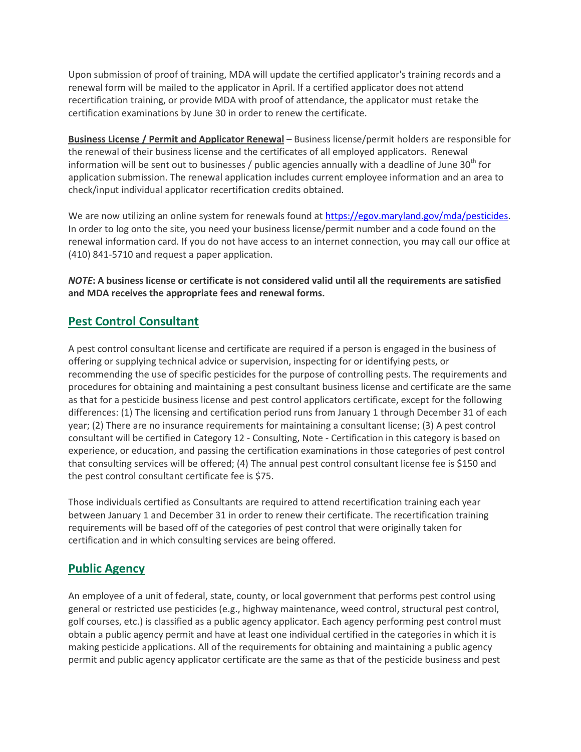Upon submission of proof of training, MDA will update the certified applicator's training records and a renewal form will be mailed to the applicator in April. If a certified applicator does not attend recertification training, or provide MDA with proof of attendance, the applicator must retake the certification examinations by June 30 in order to renew the certificate.

**Business License / Permit and Applicator Renewal** – Business license/permit holders are responsible for the renewal of their business license and the certificates of all employed applicators. Renewal information will be sent out to businesses / public agencies annually with a deadline of June 30th for application submission. The renewal application includes current employee information and an area to check/input individual applicator recertification credits obtained.

We are now utilizing an online system for renewals found at https://egov.maryland.gov/mda/pesticides. In order to log onto the site, you need your business license/permit number and a code found on the renewal information card. If you do not have access to an internet connection, you may call our office at (410) 841-5710 and request a paper application.

***NOTE*: A business license or certificate is not considered valid until all the requirements are satisfied and MDA receives the appropriate fees and renewal forms.**

## Pest Control Consultant

A pest control consultant license and certificate are required if a person is engaged in the business of offering or supplying technical advice or supervision, inspecting for or identifying pests, or recommending the use of specific pesticides for the purpose of controlling pests. The requirements and procedures for obtaining and maintaining a pest consultant business license and certificate are the same as that for a pesticide business license and pest control applicators certificate, except for the following differences: (1) The licensing and certification period runs from January 1 through December 31 of each year; (2) There are no insurance requirements for maintaining a consultant license; (3) A pest control consultant will be certified in Category 12 - Consulting, Note - Certification in this category is based on experience, or education, and passing the certification examinations in those categories of pest control that consulting services will be offered; (4) The annual pest control consultant license fee is $150 and the pest control consultant certificate fee is $75.

Those individuals certified as Consultants are required to attend recertification training each year between January 1 and December 31 in order to renew their certificate. The recertification training requirements will be based off of the categories of pest control that were originally taken for certification and in which consulting services are being offered.

## Public Agency

An employee of a unit of federal, state, county, or local government that performs pest control using general or restricted use pesticides (e.g., highway maintenance, weed control, structural pest control, golf courses, etc.) is classified as a public agency applicator. Each agency performing pest control must obtain a public agency permit and have at least one individual certified in the categories in which it is making pesticide applications. All of the requirements for obtaining and maintaining a public agency permit and public agency applicator certificate are the same as that of the pesticide business and pest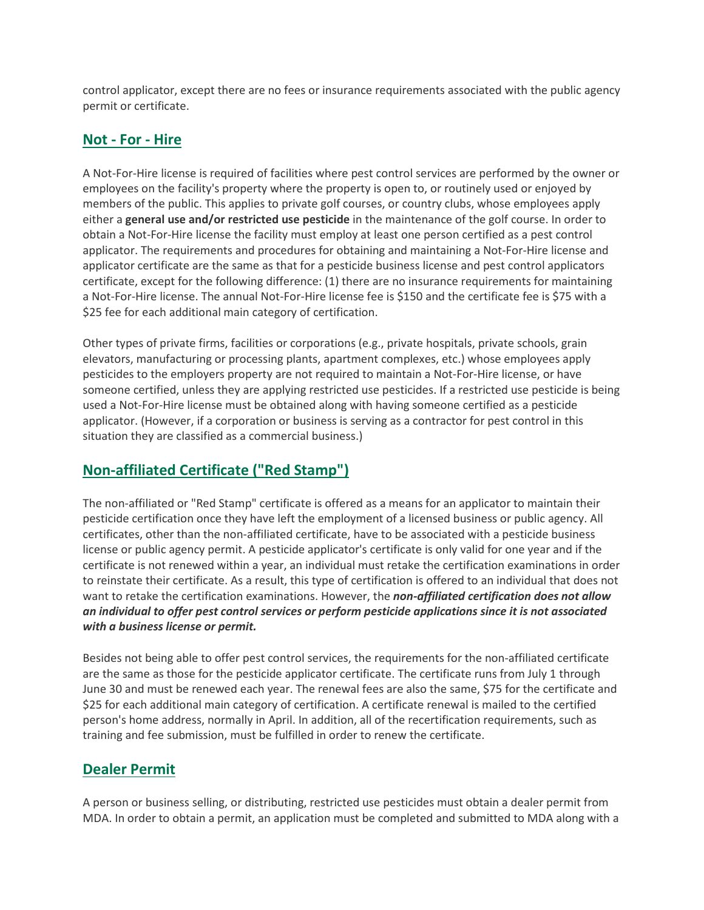control applicator, except there are no fees or insurance requirements associated with the public agency permit or certificate.

## Not - For - Hire

A Not-For-Hire license is required of facilities where pest control services are performed by the owner or employees on the facility's property where the property is open to, or routinely used or enjoyed by members of the public. This applies to private golf courses, or country clubs, whose employees apply either a **general use and/or restricted use pesticide** in the maintenance of the golf course. In order to obtain a Not-For-Hire license the facility must employ at least one person certified as a pest control applicator. The requirements and procedures for obtaining and maintaining a Not-For-Hire license and applicator certificate are the same as that for a pesticide business license and pest control applicators certificate, except for the following difference: (1) there are no insurance requirements for maintaining a Not-For-Hire license. The annual Not-For-Hire license fee is $150 and the certificate fee is $75 with a $25 fee for each additional main category of certification.

Other types of private firms, facilities or corporations (e.g., private hospitals, private schools, grain elevators, manufacturing or processing plants, apartment complexes, etc.) whose employees apply pesticides to the employers property are not required to maintain a Not-For-Hire license, or have someone certified, unless they are applying restricted use pesticides. If a restricted use pesticide is being used a Not-For-Hire license must be obtained along with having someone certified as a pesticide applicator. (However, if a corporation or business is serving as a contractor for pest control in this situation they are classified as a commercial business.)

## Non-affiliated Certificate ("Red Stamp")

The non-affiliated or "Red Stamp" certificate is offered as a means for an applicator to maintain their pesticide certification once they have left the employment of a licensed business or public agency. All certificates, other than the non-affiliated certificate, have to be associated with a pesticide business license or public agency permit. A pesticide applicator's certificate is only valid for one year and if the certificate is not renewed within a year, an individual must retake the certification examinations in order to reinstate their certificate. As a result, this type of certification is offered to an individual that does not want to retake the certification examinations. However, the ***non-affiliated certification does not allow an individual to offer pest control services or perform pesticide applications since it is not associated with a business license or permit.***

Besides not being able to offer pest control services, the requirements for the non-affiliated certificate are the same as those for the pesticide applicator certificate. The certificate runs from July 1 through June 30 and must be renewed each year. The renewal fees are also the same, $75 for the certificate and $25 for each additional main category of certification. A certificate renewal is mailed to the certified person's home address, normally in April. In addition, all of the recertification requirements, such as training and fee submission, must be fulfilled in order to renew the certificate.

## Dealer Permit

A person or business selling, or distributing, restricted use pesticides must obtain a dealer permit from MDA. In order to obtain a permit, an application must be completed and submitted to MDA along with a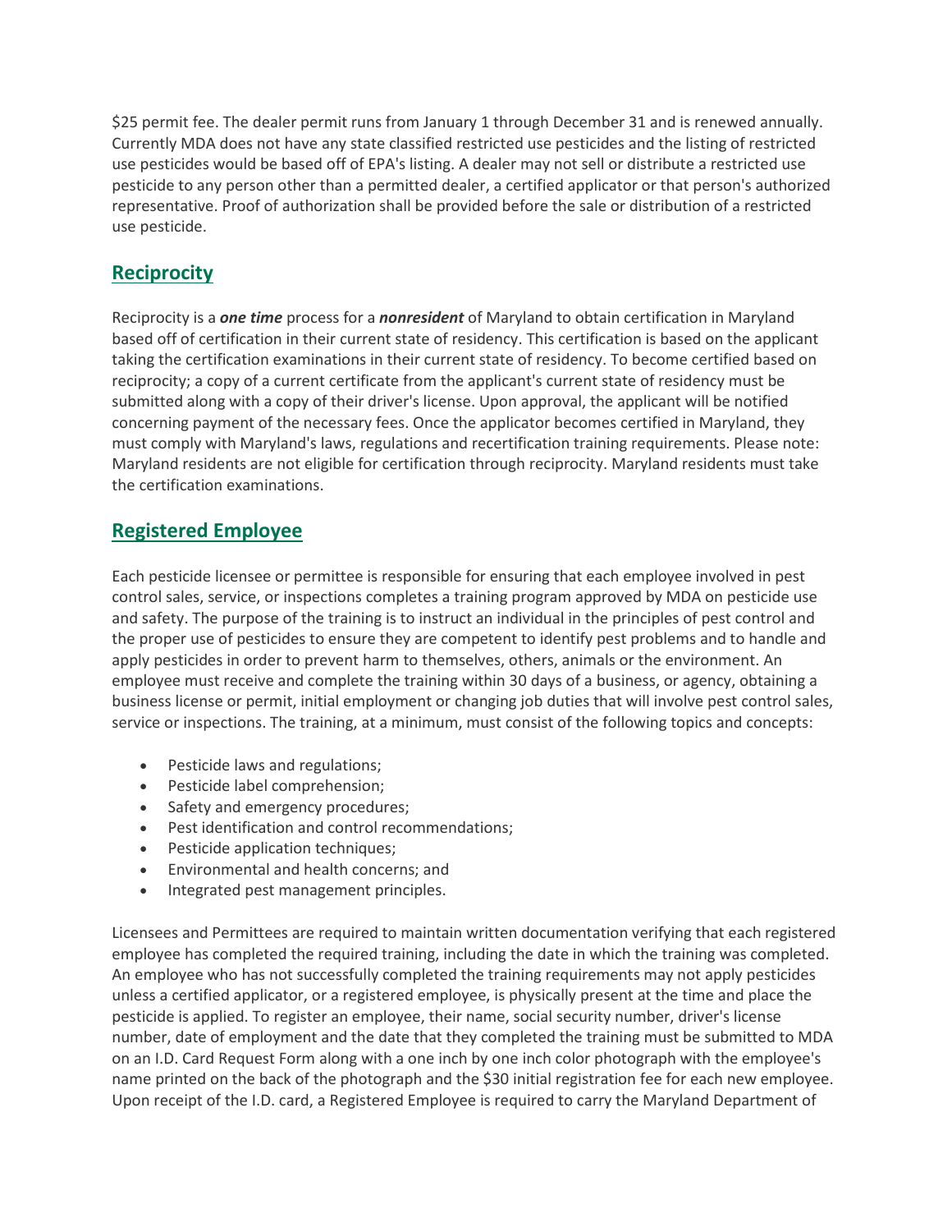$25 permit fee. The dealer permit runs from January 1 through December 31 and is renewed annually. Currently MDA does not have any state classified restricted use pesticides and the listing of restricted use pesticides would be based off of EPA's listing. A dealer may not sell or distribute a restricted use pesticide to any person other than a permitted dealer, a certified applicator or that person's authorized representative. Proof of authorization shall be provided before the sale or distribution of a restricted use pesticide.

## Reciprocity

Reciprocity is a ***one time*** process for a ***nonresident*** of Maryland to obtain certification in Maryland based off of certification in their current state of residency. This certification is based on the applicant taking the certification examinations in their current state of residency. To become certified based on reciprocity; a copy of a current certificate from the applicant's current state of residency must be submitted along with a copy of their driver's license. Upon approval, the applicant will be notified concerning payment of the necessary fees. Once the applicator becomes certified in Maryland, they must comply with Maryland's laws, regulations and recertification training requirements. Please note: Maryland residents are not eligible for certification through reciprocity. Maryland residents must take the certification examinations.

## Registered Employee

Each pesticide licensee or permittee is responsible for ensuring that each employee involved in pest control sales, service, or inspections completes a training program approved by MDA on pesticide use and safety. The purpose of the training is to instruct an individual in the principles of pest control and the proper use of pesticides to ensure they are competent to identify pest problems and to handle and apply pesticides in order to prevent harm to themselves, others, animals or the environment. An employee must receive and complete the training within 30 days of a business, or agency, obtaining a business license or permit, initial employment or changing job duties that will involve pest control sales, service or inspections. The training, at a minimum, must consist of the following topics and concepts:

- Pesticide laws and regulations;
- Pesticide label comprehension;
- Safety and emergency procedures;
- Pest identification and control recommendations;
- Pesticide application techniques;
- Environmental and health concerns; and
- Integrated pest management principles.

Licensees and Permittees are required to maintain written documentation verifying that each registered employee has completed the required training, including the date in which the training was completed. An employee who has not successfully completed the training requirements may not apply pesticides unless a certified applicator, or a registered employee, is physically present at the time and place the pesticide is applied. To register an employee, their name, social security number, driver's license number, date of employment and the date that they completed the training must be submitted to MDA on an I.D. Card Request Form along with a one inch by one inch color photograph with the employee's name printed on the back of the photograph and the $30 initial registration fee for each new employee. Upon receipt of the I.D. card, a Registered Employee is required to carry the Maryland Department of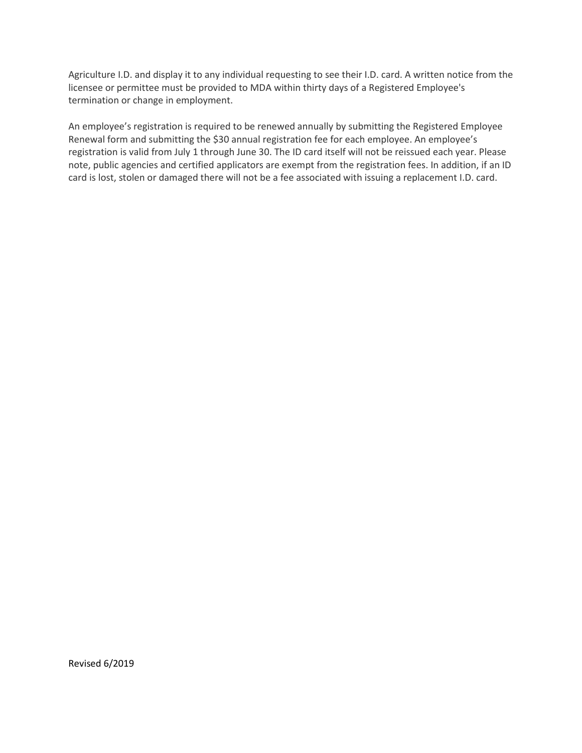Agriculture I.D. and display it to any individual requesting to see their I.D. card. A written notice from the licensee or permittee must be provided to MDA within thirty days of a Registered Employee's termination or change in employment.

An employee's registration is required to be renewed annually by submitting the Registered Employee Renewal form and submitting the $30 annual registration fee for each employee. An employee's registration is valid from July 1 through June 30. The ID card itself will not be reissued each year. Please note, public agencies and certified applicators are exempt from the registration fees. In addition, if an ID card is lost, stolen or damaged there will not be a fee associated with issuing a replacement I.D. card.

Revised 6/2019